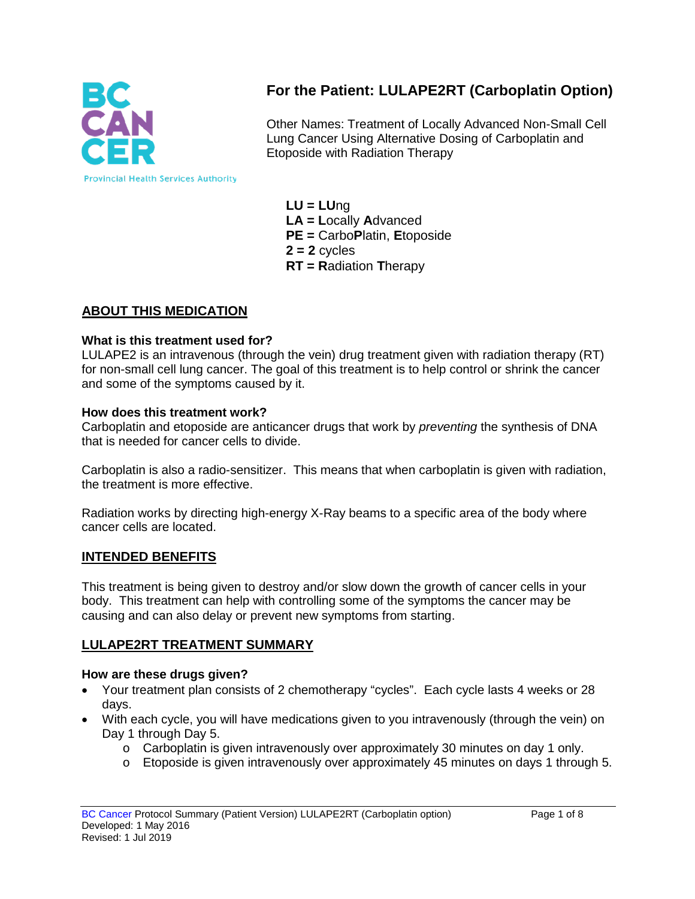# For the Patient: LULAPE2RT (Carboplatin Option)

Other Names: Treatment of Locally Advanced Non-Small Cell Lung Cancer Using Alternative Dosing of Carboplatin and Etoposide with Radiation Therapy

**LU = LU**ng
**LA = L**ocally **A**dvanced
**PE =** Carbo**P**latin, **E**toposide
**2 = 2** cycles
**RT = R**adiation **T**herapy

## ABOUT THIS MEDICATION

### What is this treatment used for?

LULAPE2 is an intravenous (through the vein) drug treatment given with radiation therapy (RT) for non-small cell lung cancer. The goal of this treatment is to help control or shrink the cancer and some of the symptoms caused by it.

### How does this treatment work?

Carboplatin and etoposide are anticancer drugs that work by *preventing* the synthesis of DNA that is needed for cancer cells to divide.

Carboplatin is also a radio-sensitizer. This means that when carboplatin is given with radiation, the treatment is more effective.

Radiation works by directing high-energy X-Ray beams to a specific area of the body where cancer cells are located.

## INTENDED BENEFITS

This treatment is being given to destroy and/or slow down the growth of cancer cells in your body. This treatment can help with controlling some of the symptoms the cancer may be causing and can also delay or prevent new symptoms from starting.

## LULAPE2RT TREATMENT SUMMARY

### How are these drugs given?

- Your treatment plan consists of 2 chemotherapy "cycles". Each cycle lasts 4 weeks or 28 days.
- With each cycle, you will have medications given to you intravenously (through the vein) on Day 1 through Day 5.
    - Carboplatin is given intravenously over approximately 30 minutes on day 1 only.
    - Etoposide is given intravenously over approximately 45 minutes on days 1 through 5.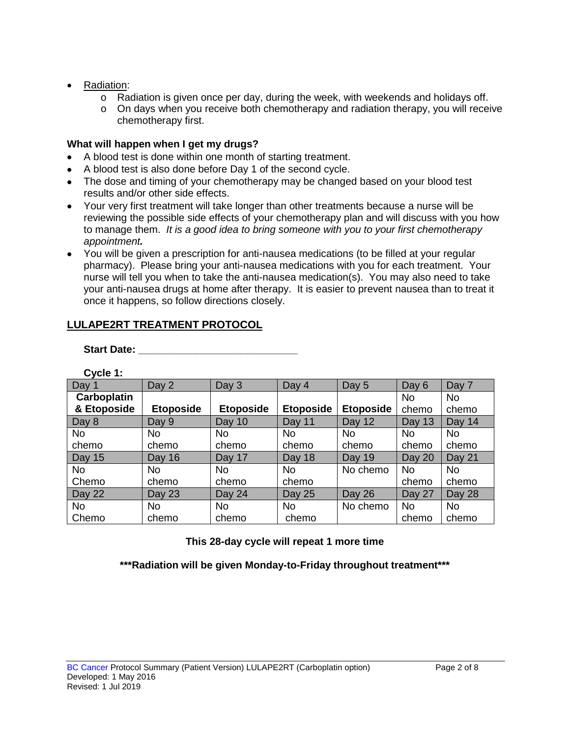- Radiation:
    - Radiation is given once per day, during the week, with weekends and holidays off.
    - On days when you receive both chemotherapy and radiation therapy, you will receive chemotherapy first.

**What will happen when I get my drugs?**

- A blood test is done within one month of starting treatment.
- A blood test is also done before Day 1 of the second cycle.
- The dose and timing of your chemotherapy may be changed based on your blood test results and/or other side effects.
- Your very first treatment will take longer than other treatments because a nurse will be reviewing the possible side effects of your chemotherapy plan and will discuss with you how to manage them. *It is a good idea to bring someone with you to your first chemotherapy appointment.*
- You will be given a prescription for anti-nausea medications (to be filled at your regular pharmacy). Please bring your anti-nausea medications with you for each treatment. Your nurse will tell you when to take the anti-nausea medication(s). You may also need to take your anti-nausea drugs at home after therapy. It is easier to prevent nausea than to treat it once it happens, so follow directions closely.

## LULAPE2RT TREATMENT PROTOCOL

**Start Date: ___________________________**

**Cycle 1:**

| Day 1 | Day 2 | Day 3 | Day 4 | Day 5 | Day 6 | Day 7 |
|---|---|---|---|---|---|---|
| **Carboplatin & Etoposide** | **Etoposide** | **Etoposide** | **Etoposide** | **Etoposide** | No chemo | No chemo |
| Day 8 | Day 9 | Day 10 | Day 11 | Day 12 | Day 13 | Day 14 |
| No chemo | No chemo | No chemo | No chemo | No chemo | No chemo | No chemo |
| Day 15 | Day 16 | Day 17 | Day 18 | Day 19 | Day 20 | Day 21 |
| No Chemo | No chemo | No chemo | No chemo | No chemo | No chemo | No chemo |
| Day 22 | Day 23 | Day 24 | Day 25 | Day 26 | Day 27 | Day 28 |
| No Chemo | No chemo | No chemo | No chemo | No chemo | No chemo | No chemo |

**This 28-day cycle will repeat 1 more time**

**\*\*\*Radiation will be given Monday-to-Friday throughout treatment\*\*\***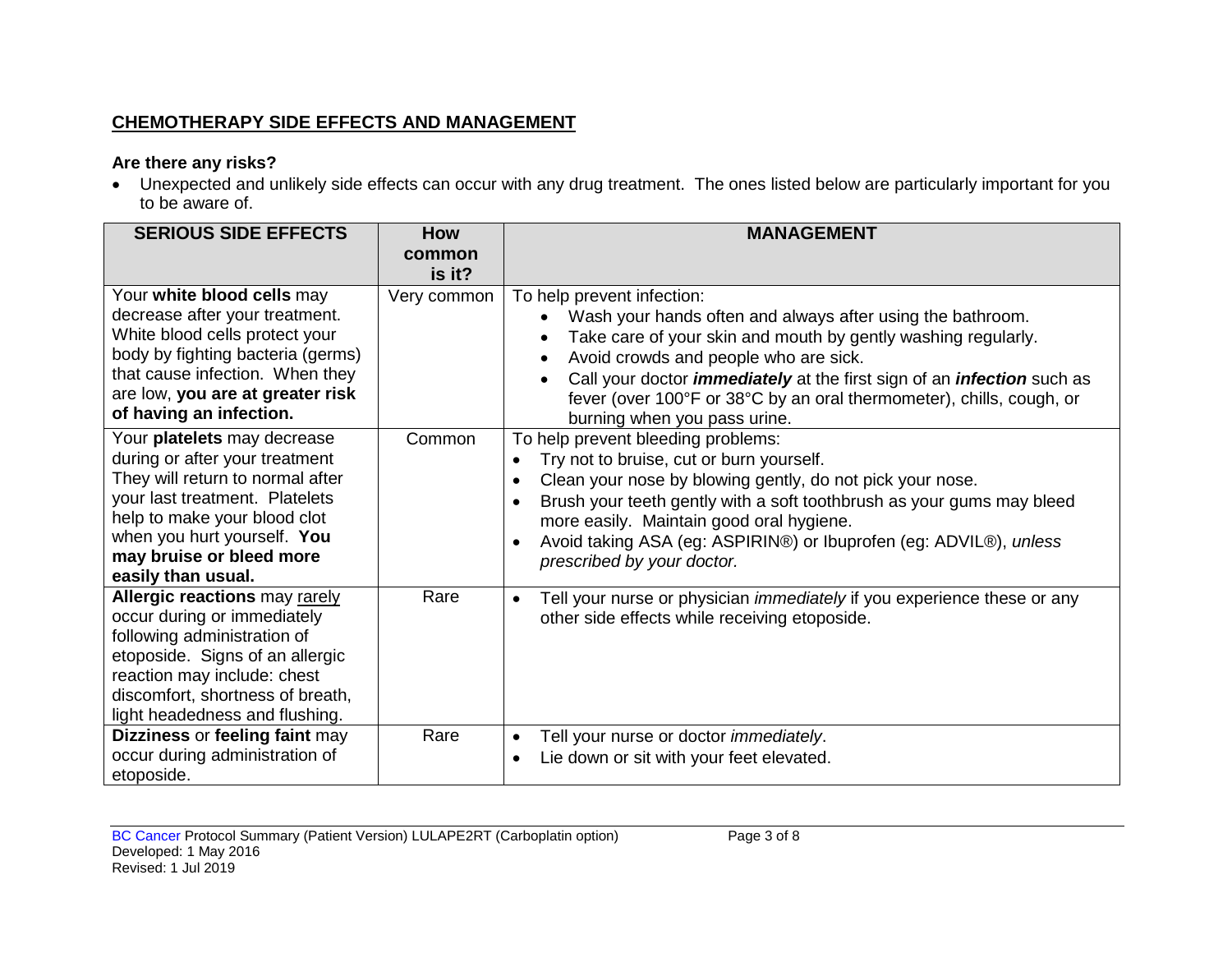## CHEMOTHERAPY SIDE EFFECTS AND MANAGEMENT

**Are there any risks?**

- Unexpected and unlikely side effects can occur with any drug treatment. The ones listed below are particularly important for you to be aware of.

| SERIOUS SIDE EFFECTS | How common is it? | MANAGEMENT |
|---|---|---|
| Your **white blood cells** may decrease after your treatment. White blood cells protect your body by fighting bacteria (germs) that cause infection. When they are low, **you are at greater risk of having an infection.** | Very common | To help prevent infection:<br>• Wash your hands often and always after using the bathroom.<br>• Take care of your skin and mouth by gently washing regularly.<br>• Avoid crowds and people who are sick.<br>• Call your doctor ***immediately*** at the first sign of an ***infection*** such as fever (over 100°F or 38°C by an oral thermometer), chills, cough, or burning when you pass urine. |
| Your **platelets** may decrease during or after your treatment They will return to normal after your last treatment. Platelets help to make your blood clot when you hurt yourself. **You may bruise or bleed more easily than usual.** | Common | To help prevent bleeding problems:<br>• Try not to bruise, cut or burn yourself.<br>• Clean your nose by blowing gently, do not pick your nose.<br>• Brush your teeth gently with a soft toothbrush as your gums may bleed more easily. Maintain good oral hygiene.<br>• Avoid taking ASA (eg: ASPIRIN®) or Ibuprofen (eg: ADVIL®), *unless prescribed by your doctor.* |
| **Allergic reactions** may rarely occur during or immediately following administration of etoposide. Signs of an allergic reaction may include: chest discomfort, shortness of breath, light headedness and flushing. | Rare | • Tell your nurse or physician *immediately* if you experience these or any other side effects while receiving etoposide. |
| **Dizziness** or **feeling faint** may occur during administration of etoposide. | Rare | • Tell your nurse or doctor *immediately*.<br>• Lie down or sit with your feet elevated. |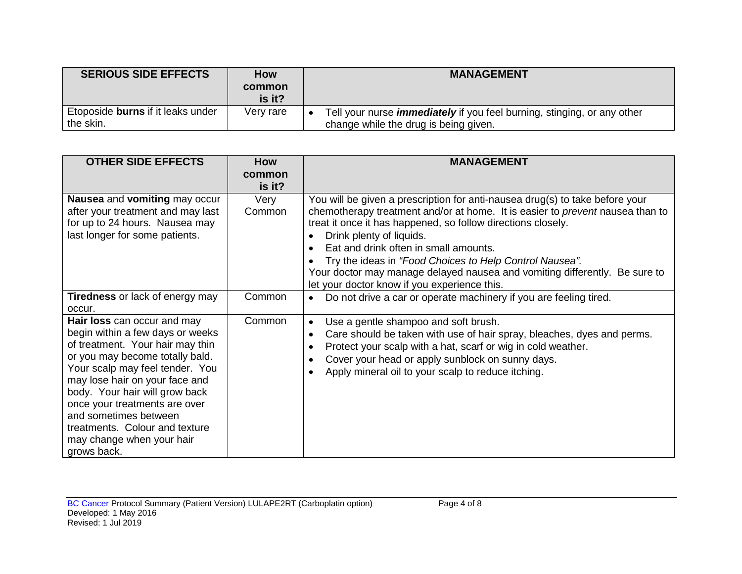| SERIOUS SIDE EFFECTS | How common is it? | MANAGEMENT |
|---|---|---|
| Etoposide **burns** if it leaks under the skin. | Very rare | • Tell your nurse ***immediately*** if you feel burning, stinging, or any other change while the drug is being given. |

| OTHER SIDE EFFECTS | How common is it? | MANAGEMENT |
|---|---|---|
| **Nausea** and **vomiting** may occur after your treatment and may last for up to 24 hours. Nausea may last longer for some patients. | Very Common | You will be given a prescription for anti-nausea drug(s) to take before your chemotherapy treatment and/or at home. It is easier to *prevent* nausea than to treat it once it has happened, so follow directions closely. <br>• Drink plenty of liquids. <br>• Eat and drink often in small amounts. <br>• Try the ideas in *"Food Choices to Help Control Nausea".* <br>Your doctor may manage delayed nausea and vomiting differently. Be sure to let your doctor know if you experience this. |
| **Tiredness** or lack of energy may occur. | Common | • Do not drive a car or operate machinery if you are feeling tired. |
| **Hair loss** can occur and may begin within a few days or weeks of treatment. Your hair may thin or you may become totally bald. Your scalp may feel tender. You may lose hair on your face and body. Your hair will grow back once your treatments are over and sometimes between treatments. Colour and texture may change when your hair grows back. | Common | • Use a gentle shampoo and soft brush. <br>• Care should be taken with use of hair spray, bleaches, dyes and perms. <br>• Protect your scalp with a hat, scarf or wig in cold weather. <br>• Cover your head or apply sunblock on sunny days. <br>• Apply mineral oil to your scalp to reduce itching. |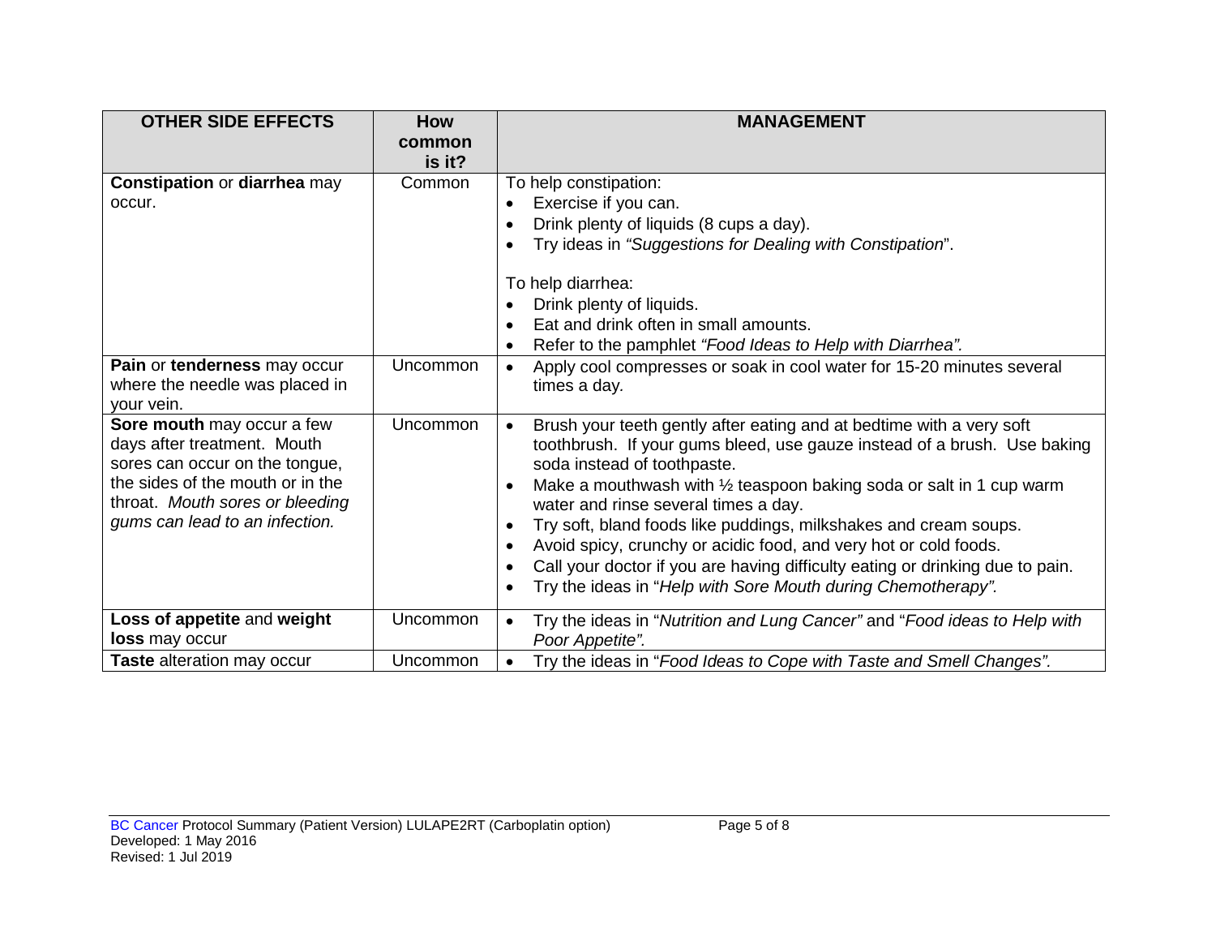| OTHER SIDE EFFECTS | How common is it? | MANAGEMENT |
|---|---|---|
| **Constipation** or **diarrhea** may occur. | Common | To help constipation:<br>• Exercise if you can.<br>• Drink plenty of liquids (8 cups a day).<br>• Try ideas in *"Suggestions for Dealing with Constipation*".<br><br>To help diarrhea:<br>• Drink plenty of liquids.<br>• Eat and drink often in small amounts.<br>• Refer to the pamphlet *"Food Ideas to Help with Diarrhea".* |
| **Pain** or **tenderness** may occur where the needle was placed in your vein. | Uncommon | • Apply cool compresses or soak in cool water for 15-20 minutes several times a day. |
| **Sore mouth** may occur a few days after treatment. Mouth sores can occur on the tongue, the sides of the mouth or in the throat. *Mouth sores or bleeding gums can lead to an infection.* | Uncommon | • Brush your teeth gently after eating and at bedtime with a very soft toothbrush. If your gums bleed, use gauze instead of a brush. Use baking soda instead of toothpaste.<br>• Make a mouthwash with ½ teaspoon baking soda or salt in 1 cup warm water and rinse several times a day.<br>• Try soft, bland foods like puddings, milkshakes and cream soups.<br>• Avoid spicy, crunchy or acidic food, and very hot or cold foods.<br>• Call your doctor if you are having difficulty eating or drinking due to pain.<br>• Try the ideas in "*Help with Sore Mouth during Chemotherapy".* |
| **Loss of appetite** and **weight loss** may occur | Uncommon | • Try the ideas in "*Nutrition and Lung Cancer"* and "*Food ideas to Help with Poor Appetite".* |
| **Taste** alteration may occur | Uncommon | • Try the ideas in "*Food Ideas to Cope with Taste and Smell Changes".* |

BC Cancer Protocol Summary (Patient Version) LULAPE2RT (Carboplatin option)
Developed: 1 May 2016
Revised: 1 Jul 2019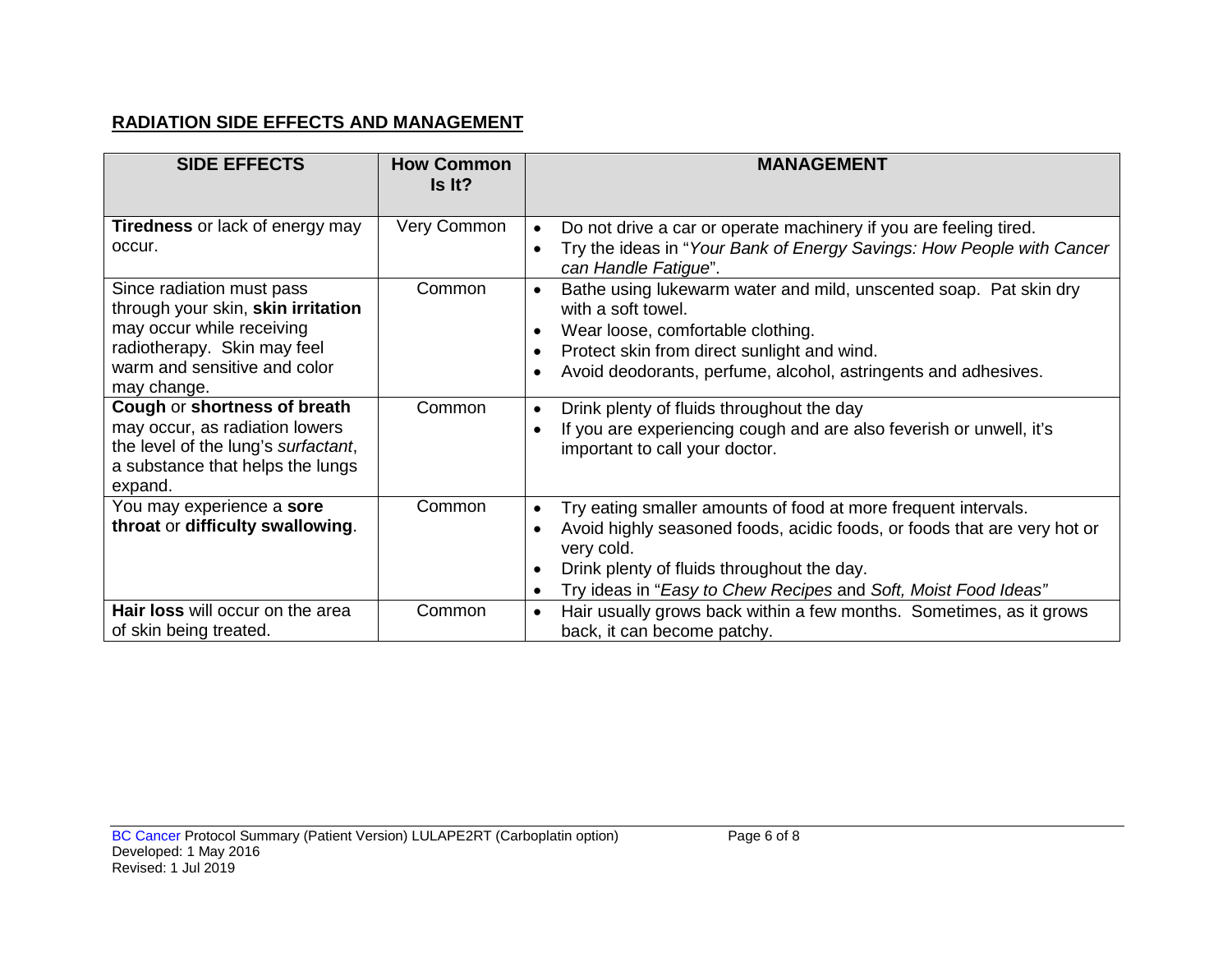## RADIATION SIDE EFFECTS AND MANAGEMENT

| SIDE EFFECTS | How Common Is It? | MANAGEMENT |
|---|---|---|
| **Tiredness** or lack of energy may occur. | Very Common | • Do not drive a car or operate machinery if you are feeling tired.<br>• Try the ideas in "*Your Bank of Energy Savings: How People with Cancer can Handle Fatigue*". |
| Since radiation must pass through your skin, **skin irritation** may occur while receiving radiotherapy. Skin may feel warm and sensitive and color may change. | Common | • Bathe using lukewarm water and mild, unscented soap. Pat skin dry with a soft towel.<br>• Wear loose, comfortable clothing.<br>• Protect skin from direct sunlight and wind.<br>• Avoid deodorants, perfume, alcohol, astringents and adhesives. |
| **Cough** or **shortness of breath** may occur, as radiation lowers the level of the lung's *surfactant*, a substance that helps the lungs expand. | Common | • Drink plenty of fluids throughout the day<br>• If you are experiencing cough and are also feverish or unwell, it's important to call your doctor. |
| You may experience a **sore throat** or **difficulty swallowing**. | Common | • Try eating smaller amounts of food at more frequent intervals.<br>• Avoid highly seasoned foods, acidic foods, or foods that are very hot or very cold.<br>• Drink plenty of fluids throughout the day.<br>• Try ideas in "*Easy to Chew Recipes* and *Soft, Moist Food Ideas"* |
| **Hair loss** will occur on the area of skin being treated. | Common | • Hair usually grows back within a few months. Sometimes, as it grows back, it can become patchy. |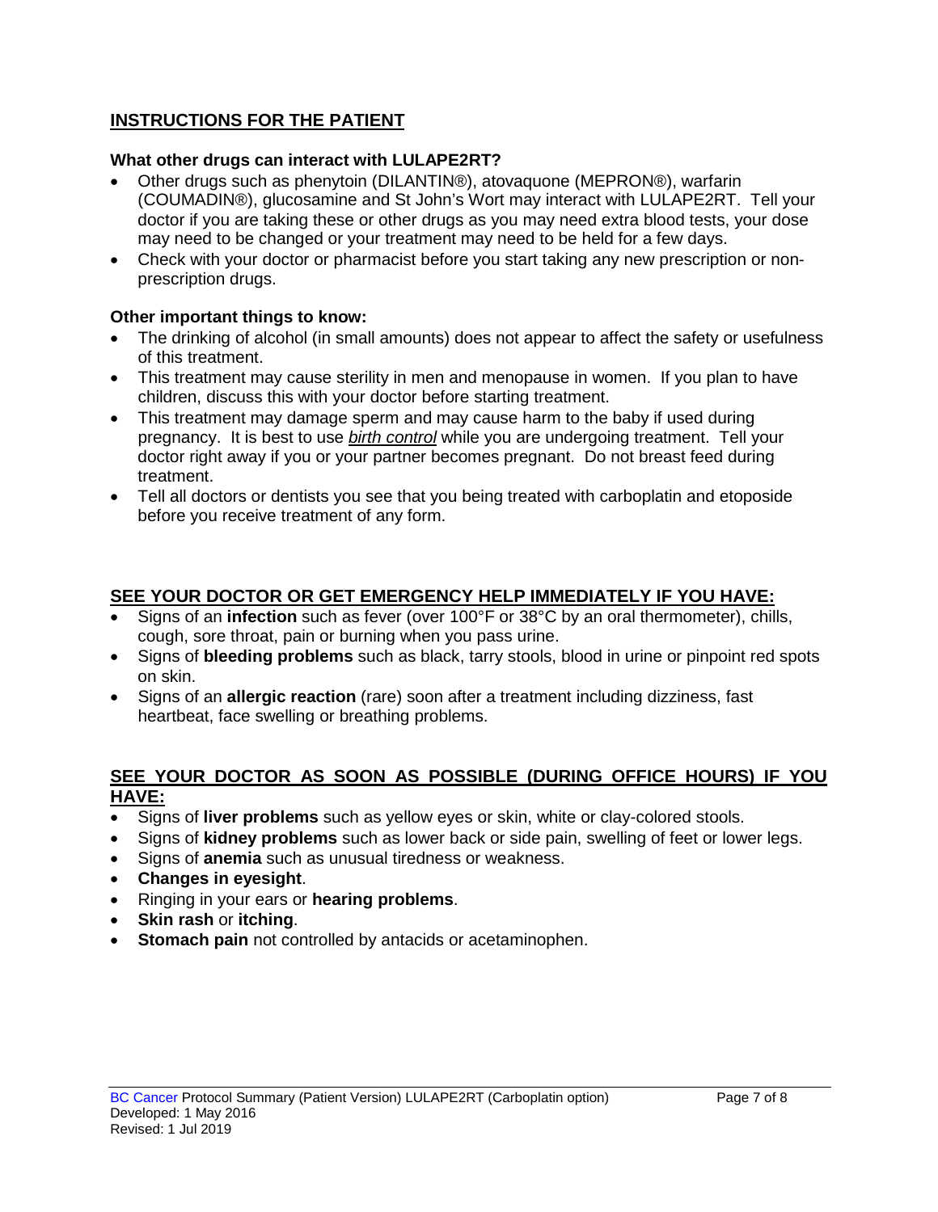## INSTRUCTIONS FOR THE PATIENT

### What other drugs can interact with LULAPE2RT?

- Other drugs such as phenytoin (DILANTIN®), atovaquone (MEPRON®), warfarin (COUMADIN®), glucosamine and St John's Wort may interact with LULAPE2RT. Tell your doctor if you are taking these or other drugs as you may need extra blood tests, your dose may need to be changed or your treatment may need to be held for a few days.
- Check with your doctor or pharmacist before you start taking any new prescription or non-prescription drugs.

### Other important things to know:

- The drinking of alcohol (in small amounts) does not appear to affect the safety or usefulness of this treatment.
- This treatment may cause sterility in men and menopause in women. If you plan to have children, discuss this with your doctor before starting treatment.
- This treatment may damage sperm and may cause harm to the baby if used during pregnancy. It is best to use ***birth control*** while you are undergoing treatment. Tell your doctor right away if you or your partner becomes pregnant. Do not breast feed during treatment.
- Tell all doctors or dentists you see that you being treated with carboplatin and etoposide before you receive treatment of any form.

## SEE YOUR DOCTOR OR GET EMERGENCY HELP IMMEDIATELY IF YOU HAVE:

- Signs of an **infection** such as fever (over 100°F or 38°C by an oral thermometer), chills, cough, sore throat, pain or burning when you pass urine.
- Signs of **bleeding problems** such as black, tarry stools, blood in urine or pinpoint red spots on skin.
- Signs of an **allergic reaction** (rare) soon after a treatment including dizziness, fast heartbeat, face swelling or breathing problems.

## SEE YOUR DOCTOR AS SOON AS POSSIBLE (DURING OFFICE HOURS) IF YOU HAVE:

- Signs of **liver problems** such as yellow eyes or skin, white or clay-colored stools.
- Signs of **kidney problems** such as lower back or side pain, swelling of feet or lower legs.
- Signs of **anemia** such as unusual tiredness or weakness.
- **Changes in eyesight**.
- Ringing in your ears or **hearing problems**.
- **Skin rash** or **itching**.
- **Stomach pain** not controlled by antacids or acetaminophen.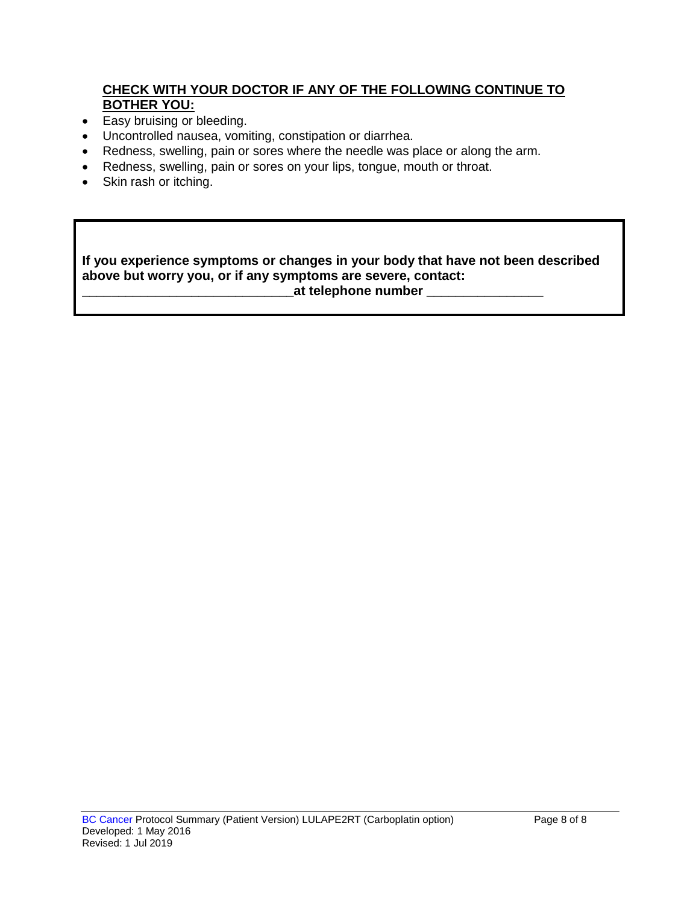**CHECK WITH YOUR DOCTOR IF ANY OF THE FOLLOWING CONTINUE TO BOTHER YOU:**

- Easy bruising or bleeding.
- Uncontrolled nausea, vomiting, constipation or diarrhea.
- Redness, swelling, pain or sores where the needle was place or along the arm.
- Redness, swelling, pain or sores on your lips, tongue, mouth or throat.
- Skin rash or itching.

**If you experience symptoms or changes in your body that have not been described above but worry you, or if any symptoms are severe, contact:**
**_____________________________at telephone number ________________**